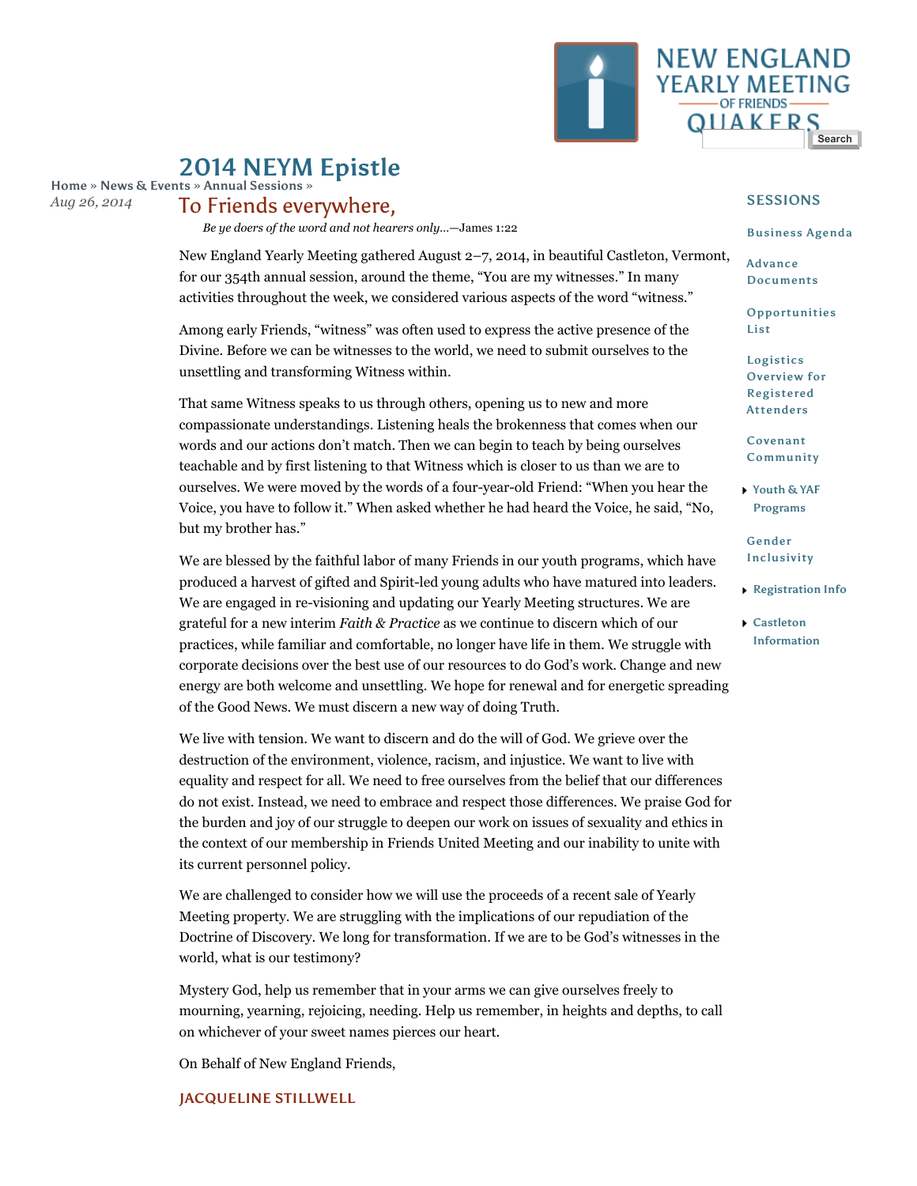# 2014 NEYM Epistle

Home » News & Events » Annual Sessions »

Aug 26, 2014

## To Friends everywhere,

*Be ye doers of the word and not hearers only…*—James 1:22

New England Yearly Meeting gathered August 2–7, 2014, in beautiful Castleton, Vermont, for our 354th annual session, around the theme, "You are my witnesses." In many activities throughout the week, we considered various aspects of the word "witness."

Among early Friends, "witness" was often used to express the active presence of the Divine. Before we can be witnesses to the world, we need to submit ourselves to the unsettling and transforming Witness within.

That same Witness speaks to us through others, opening us to new and more compassionate understandings. Listening heals the brokenness that comes when our words and our actions don't match. Then we can begin to teach by being ourselves teachable and by first listening to that Witness which is closer to us than we are to ourselves. We were moved by the words of a four-year-old Friend: "When you hear the Voice, you have to follow it." When asked whether he had heard the Voice, he said, "No, but my brother has."

We are blessed by the faithful labor of many Friends in our youth programs, which have produced a harvest of gifted and Spirit-led young adults who have matured into leaders. We are engaged in re-visioning and updating our Yearly Meeting structures. We are grateful for a new interim *Faith & Practice* as we continue to discern which of our practices, while familiar and comfortable, no longer have life in them. We struggle with corporate decisions over the best use of our resources to do God's work. Change and new energy are both welcome and unsettling. We hope for renewal and for energetic spreading of the Good News. We must discern a new way of doing Truth.

We live with tension. We want to discern and do the will of God. We grieve over the destruction of the environment, violence, racism, and injustice. We want to live with equality and respect for all. We need to free ourselves from the belief that our differences do not exist. Instead, we need to embrace and respect those differences. We praise God for the burden and joy of our struggle to deepen our work on issues of sexuality and ethics in the context of our membership in Friends United Meeting and our inability to unite with its current personnel policy.

We are challenged to consider how we will use the proceeds of a recent sale of Yearly Meeting property. We are struggling with the implications of our repudiation of the Doctrine of Discovery. We long for transformation. If we are to be God's witnesses in the world, what is our testimony?

Mystery God, help us remember that in your arms we can give ourselves freely to mourning, yearning, rejoicing, needing. Help us remember, in heights and depths, to call on whichever of your sweet names pierces our heart.

On Behalf of New England Friends,

**JACQUELINE STILLWELL**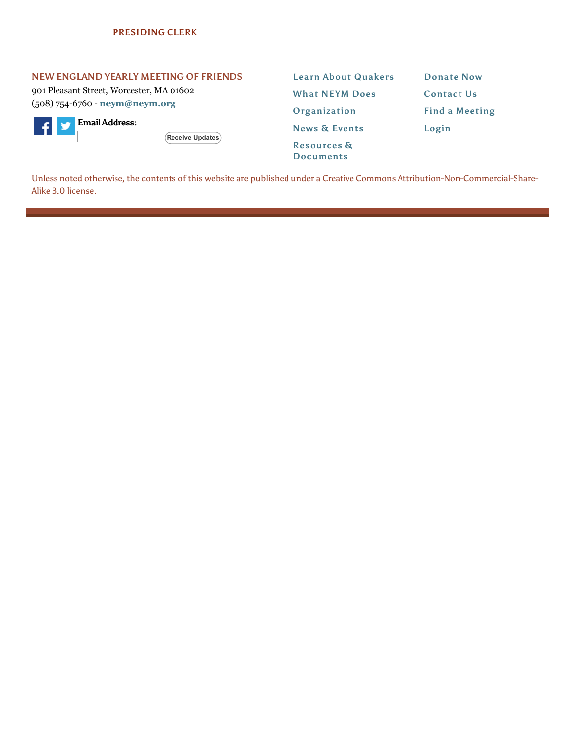**PRESIDING CLERK**

**NEW ENGLAND YEARLY MEETING OF FRIENDS**

901 Pleasant Street, Worcester, MA 01602
(508) 754-6760 - **neym@neym.org**

**Email Address:**

Receive Updates

- Learn About Quakers
- What NEYM Does
- Organization
- News & Events
- Resources & Documents
- Donate Now
- Contact Us
- Find a Meeting
- Login

Unless noted otherwise, the contents of this website are published under a Creative Commons Attribution-Non-Commercial-Share-Alike 3.0 license.